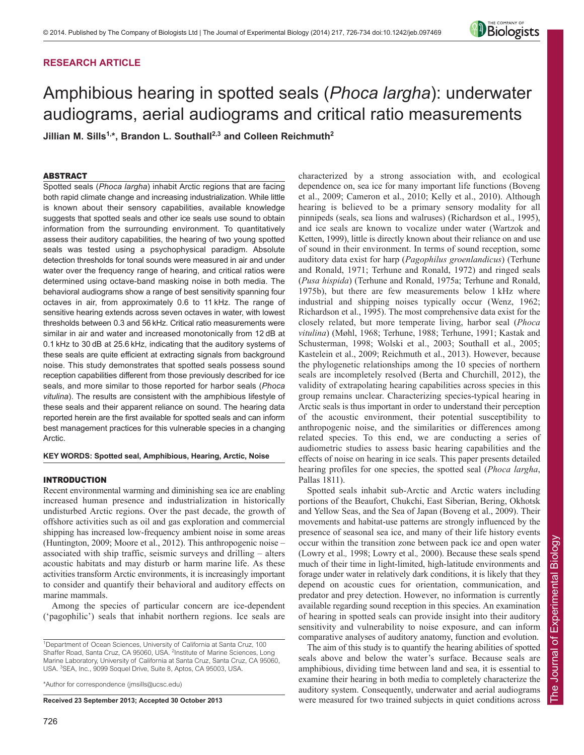RESEARCH ARTICLE

# Amphibious hearing in spotted seals (*Phoca largha*): underwater audiograms, aerial audiograms and critical ratio measurements

**Jillian M. Sills[1,*], Brandon L. Southall[2,3] and Colleen Reichmuth[2]**

## ABSTRACT

Spotted seals (*Phoca largha*) inhabit Arctic regions that are facing both rapid climate change and increasing industrialization. While little is known about their sensory capabilities, available knowledge suggests that spotted seals and other ice seals use sound to obtain information from the surrounding environment. To quantitatively assess their auditory capabilities, the hearing of two young spotted seals was tested using a psychophysical paradigm. Absolute detection thresholds for tonal sounds were measured in air and under water over the frequency range of hearing, and critical ratios were determined using octave-band masking noise in both media. The behavioral audiograms show a range of best sensitivity spanning four octaves in air, from approximately 0.6 to 11 kHz. The range of sensitive hearing extends across seven octaves in water, with lowest thresholds between 0.3 and 56 kHz. Critical ratio measurements were similar in air and water and increased monotonically from 12 dB at 0.1 kHz to 30 dB at 25.6 kHz, indicating that the auditory systems of these seals are quite efficient at extracting signals from background noise. This study demonstrates that spotted seals possess sound reception capabilities different from those previously described for ice seals, and more similar to those reported for harbor seals (*Phoca vitulina*). The results are consistent with the amphibious lifestyle of these seals and their apparent reliance on sound. The hearing data reported herein are the first available for spotted seals and can inform best management practices for this vulnerable species in a changing Arctic.

**KEY WORDS: Spotted seal, Amphibious, Hearing, Arctic, Noise**

## INTRODUCTION

Recent environmental warming and diminishing sea ice are enabling increased human presence and industrialization in historically undisturbed Arctic regions. Over the past decade, the growth of offshore activities such as oil and gas exploration and commercial shipping has increased low-frequency ambient noise in some areas (Huntington, 2009; Moore et al., 2012). This anthropogenic noise – associated with ship traffic, seismic surveys and drilling – alters acoustic habitats and may disturb or harm marine life. As these activities transform Arctic environments, it is increasingly important to consider and quantify their behavioral and auditory effects on marine mammals.

Among the species of particular concern are ice-dependent ('pagophilic') seals that inhabit northern regions. Ice seals are characterized by a strong association with, and ecological dependence on, sea ice for many important life functions (Boveng et al., 2009; Cameron et al., 2010; Kelly et al., 2010). Although hearing is believed to be a primary sensory modality for all pinnipeds (seals, sea lions and walruses) (Richardson et al., 1995), and ice seals are known to vocalize under water (Wartzok and Ketten, 1999), little is directly known about their reliance on and use of sound in their environment. In terms of sound reception, some auditory data exist for harp (*Pagophilus groenlandicus*) (Terhune and Ronald, 1971; Terhune and Ronald, 1972) and ringed seals (*Pusa hispida*) (Terhune and Ronald, 1975a; Terhune and Ronald, 1975b), but there are few measurements below 1 kHz where industrial and shipping noises typically occur (Wenz, 1962; Richardson et al., 1995). The most comprehensive data exist for the closely related, but more temperate living, harbor seal (*Phoca vitulina*) (Møhl, 1968; Terhune, 1988; Terhune, 1991; Kastak and Schusterman, 1998; Wolski et al., 2003; Southall et al., 2005; Kastelein et al., 2009; Reichmuth et al., 2013). However, because the phylogenetic relationships among the 10 species of northern seals are incompletely resolved (Berta and Churchill, 2012), the validity of extrapolating hearing capabilities across species in this group remains unclear. Characterizing species-typical hearing in Arctic seals is thus important in order to understand their perception of the acoustic environment, their potential susceptibility to anthropogenic noise, and the similarities or differences among related species. To this end, we are conducting a series of audiometric studies to assess basic hearing capabilities and the effects of noise on hearing in ice seals. This paper presents detailed hearing profiles for one species, the spotted seal (*Phoca largha*, Pallas 1811).

Spotted seals inhabit sub-Arctic and Arctic waters including portions of the Beaufort, Chukchi, East Siberian, Bering, Okhotsk and Yellow Seas, and the Sea of Japan (Boveng et al., 2009). Their movements and habitat-use patterns are strongly influenced by the presence of seasonal sea ice, and many of their life history events occur within the transition zone between pack ice and open water (Lowry et al., 1998; Lowry et al., 2000). Because these seals spend much of their time in light-limited, high-latitude environments and forage under water in relatively dark conditions, it is likely that they depend on acoustic cues for orientation, communication, and predator and prey detection. However, no information is currently available regarding sound reception in this species. An examination of hearing in spotted seals can provide insight into their auditory sensitivity and vulnerability to noise exposure, and can inform comparative analyses of auditory anatomy, function and evolution.

The aim of this study is to quantify the hearing abilities of spotted seals above and below the water's surface. Because seals are amphibious, dividing time between land and sea, it is essential to examine their hearing in both media to completely characterize the auditory system. Consequently, underwater and aerial audiograms were measured for two trained subjects in quiet conditions across

[1]Department of Ocean Sciences, University of California at Santa Cruz, 100 Shaffer Road, Santa Cruz, CA 95060, USA. [2]Institute of Marine Sciences, Long Marine Laboratory, University of California at Santa Cruz, Santa Cruz, CA 95060, USA. [3]SEA, Inc., 9099 Soquel Drive, Suite 8, Aptos, CA 95003, USA.

*Author for correspondence (jmsills@ucsc.edu)

**Received 23 September 2013; Accepted 30 October 2013**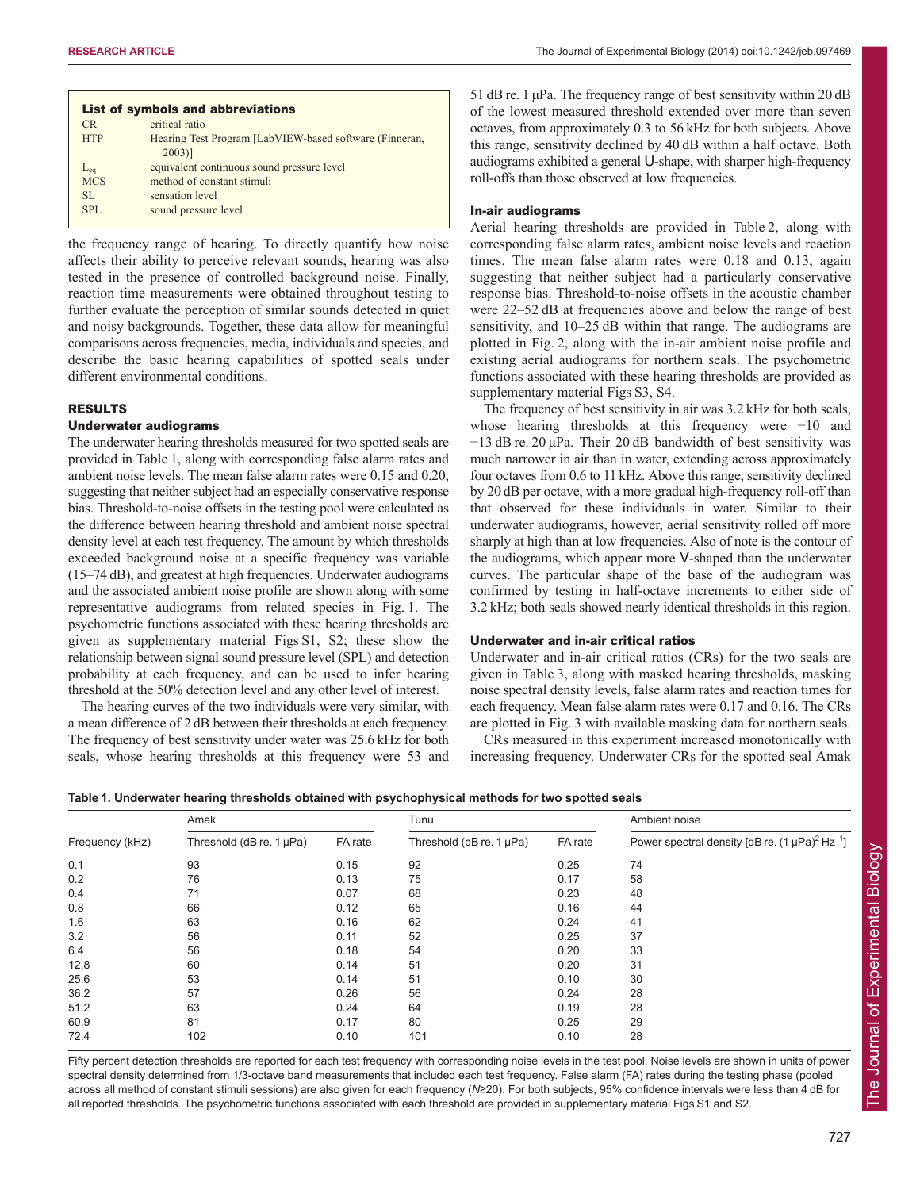**List of symbols and abbreviations**

| | |
|---|---|
| CR | critical ratio |
| HTP | Hearing Test Program [LabVIEW-based software (Finneran, 2003)] |
| $L_{eq}$ | equivalent continuous sound pressure level |
| MCS | method of constant stimuli |
| SL | sensation level |
| SPL | sound pressure level |

the frequency range of hearing. To directly quantify how noise affects their ability to perceive relevant sounds, hearing was also tested in the presence of controlled background noise. Finally, reaction time measurements were obtained throughout testing to further evaluate the perception of similar sounds detected in quiet and noisy backgrounds. Together, these data allow for meaningful comparisons across frequencies, media, individuals and species, and describe the basic hearing capabilities of spotted seals under different environmental conditions.

## RESULTS

### Underwater audiograms

The underwater hearing thresholds measured for two spotted seals are provided in Table 1, along with corresponding false alarm rates and ambient noise levels. The mean false alarm rates were 0.15 and 0.20, suggesting that neither subject had an especially conservative response bias. Threshold-to-noise offsets in the testing pool were calculated as the difference between hearing threshold and ambient noise spectral density level at each test frequency. The amount by which thresholds exceeded background noise at a specific frequency was variable (15–74 dB), and greatest at high frequencies. Underwater audiograms and the associated ambient noise profile are shown along with some representative audiograms from related species in Fig. 1. The psychometric functions associated with these hearing thresholds are given as supplementary material Figs S1, S2; these show the relationship between signal sound pressure level (SPL) and detection probability at each frequency, and can be used to infer hearing threshold at the 50% detection level and any other level of interest.

The hearing curves of the two individuals were very similar, with a mean difference of 2 dB between their thresholds at each frequency. The frequency of best sensitivity under water was 25.6 kHz for both seals, whose hearing thresholds at this frequency were 53 and 51 dB re. 1 μPa. The frequency range of best sensitivity within 20 dB of the lowest measured threshold extended over more than seven octaves, from approximately 0.3 to 56 kHz for both subjects. Above this range, sensitivity declined by 40 dB within a half octave. Both audiograms exhibited a general U-shape, with sharper high-frequency roll-offs than those observed at low frequencies.

### In-air audiograms

Aerial hearing thresholds are provided in Table 2, along with corresponding false alarm rates, ambient noise levels and reaction times. The mean false alarm rates were 0.18 and 0.13, again suggesting that neither subject had a particularly conservative response bias. Threshold-to-noise offsets in the acoustic chamber were 22–52 dB at frequencies above and below the range of best sensitivity, and 10–25 dB within that range. The audiograms are plotted in Fig. 2, along with the in-air ambient noise profile and existing aerial audiograms for northern seals. The psychometric functions associated with these hearing thresholds are provided as supplementary material Figs S3, S4.

The frequency of best sensitivity in air was 3.2 kHz for both seals, whose hearing thresholds at this frequency were −10 and −13 dB re. 20 μPa. Their 20 dB bandwidth of best sensitivity was much narrower in air than in water, extending across approximately four octaves from 0.6 to 11 kHz. Above this range, sensitivity declined by 20 dB per octave, with a more gradual high-frequency roll-off than that observed for these individuals in water. Similar to their underwater audiograms, however, aerial sensitivity rolled off more sharply at high than at low frequencies. Also of note is the contour of the audiograms, which appear more V-shaped than the underwater curves. The particular shape of the base of the audiogram was confirmed by testing in half-octave increments to either side of 3.2 kHz; both seals showed nearly identical thresholds in this region.

### Underwater and in-air critical ratios

Underwater and in-air critical ratios (CRs) for the two seals are given in Table 3, along with masked hearing thresholds, masking noise spectral density levels, false alarm rates and reaction times for each frequency. Mean false alarm rates were 0.17 and 0.16. The CRs are plotted in Fig. 3 with available masking data for northern seals.

CRs measured in this experiment increased monotonically with increasing frequency. Underwater CRs for the spotted seal Amak

**Table 1. Underwater hearing thresholds obtained with psychophysical methods for two spotted seals**

| | Amak | | Tunu | | Ambient noise |
|---|---|---|---|---|---|
| Frequency (kHz) | Threshold (dB re. 1 μPa) | FA rate | Threshold (dB re. 1 μPa) | FA rate | Power spectral density [dB re. $(1\ \mu Pa)^2\ Hz^{-1}$] |
| 0.1 | 93 | 0.15 | 92 | 0.25 | 74 |
| 0.2 | 76 | 0.13 | 75 | 0.17 | 58 |
| 0.4 | 71 | 0.07 | 68 | 0.23 | 48 |
| 0.8 | 66 | 0.12 | 65 | 0.16 | 44 |
| 1.6 | 63 | 0.16 | 62 | 0.24 | 41 |
| 3.2 | 56 | 0.11 | 52 | 0.25 | 37 |
| 6.4 | 56 | 0.18 | 54 | 0.20 | 33 |
| 12.8 | 60 | 0.14 | 51 | 0.20 | 31 |
| 25.6 | 53 | 0.14 | 51 | 0.10 | 30 |
| 36.2 | 57 | 0.26 | 56 | 0.24 | 28 |
| 51.2 | 63 | 0.24 | 64 | 0.19 | 28 |
| 60.9 | 81 | 0.17 | 80 | 0.25 | 29 |
| 72.4 | 102 | 0.10 | 101 | 0.10 | 28 |

Fifty percent detection thresholds are reported for each test frequency with corresponding noise levels in the test pool. Noise levels are shown in units of power spectral density determined from 1/3-octave band measurements that included each test frequency. False alarm (FA) rates during the testing phase (pooled across all method of constant stimuli sessions) are also given for each frequency ($N \geq 20$). For both subjects, 95% confidence intervals were less than 4 dB for all reported thresholds. The psychometric functions associated with each threshold are provided in supplementary material Figs S1 and S2.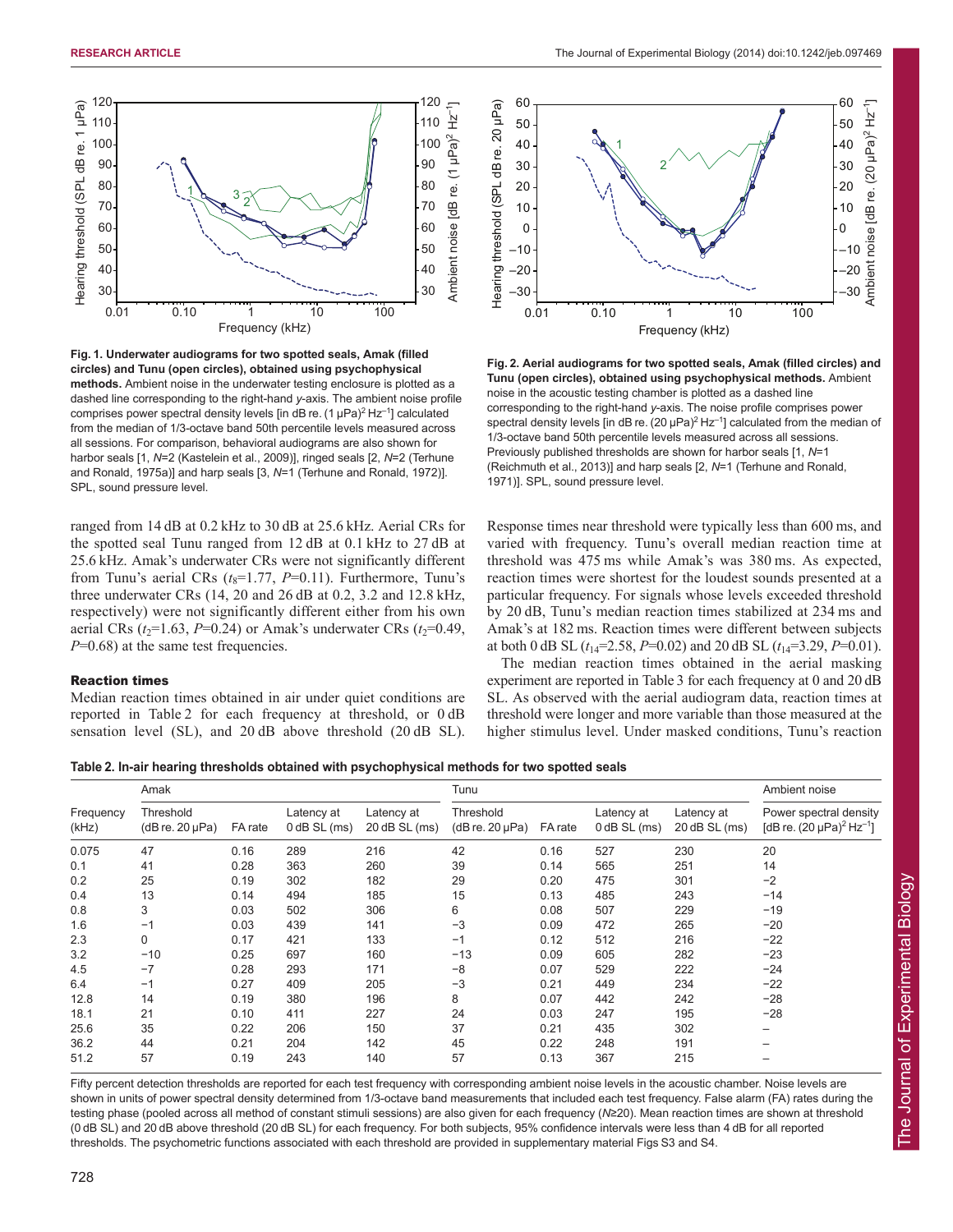**Fig. 1. Underwater audiograms for two spotted seals, Amak (filled circles) and Tunu (open circles), obtained using psychophysical methods.** Ambient noise in the underwater testing enclosure is plotted as a dashed line corresponding to the right-hand *y*-axis. The ambient noise profile comprises power spectral density levels [in dB re. (1 μPa)$^2$ Hz$^{-1}$] calculated from the median of 1/3-octave band 50th percentile levels measured across all sessions. For comparison, behavioral audiograms are also shown for harbor seals [1, *N*=2 (Kastelein et al., 2009)], ringed seals [2, *N*=2 (Terhune and Ronald, 1975a)] and harp seals [3, *N*=1 (Terhune and Ronald, 1972)]. SPL, sound pressure level.

**Fig. 2. Aerial audiograms for two spotted seals, Amak (filled circles) and Tunu (open circles), obtained using psychophysical methods.** Ambient noise in the acoustic testing chamber is plotted as a dashed line corresponding to the right-hand *y*-axis. The noise profile comprises power spectral density levels [in dB re. (20 μPa)$^2$ Hz$^{-1}$] calculated from the median of 1/3-octave band 50th percentile levels measured across all sessions. Previously published thresholds are shown for harbor seals [1, *N*=1 (Reichmuth et al., 2013)] and harp seals [2, *N*=1 (Terhune and Ronald, 1971)]. SPL, sound pressure level.

ranged from 14 dB at 0.2 kHz to 30 dB at 25.6 kHz. Aerial CRs for the spotted seal Tunu ranged from 12 dB at 0.1 kHz to 27 dB at 25.6 kHz. Amak's underwater CRs were not significantly different from Tunu's aerial CRs ($t_8$=1.77, $P$=0.11). Furthermore, Tunu's three underwater CRs (14, 20 and 26 dB at 0.2, 3.2 and 12.8 kHz, respectively) were not significantly different either from his own aerial CRs ($t_2$=1.63, $P$=0.24) or Amak's underwater CRs ($t_2$=0.49, $P$=0.68) at the same test frequencies.

### Reaction times

Median reaction times obtained in air under quiet conditions are reported in Table 2 for each frequency at threshold, or 0 dB sensation level (SL), and 20 dB above threshold (20 dB SL). Response times near threshold were typically less than 600 ms, and varied with frequency. Tunu's overall median reaction time at threshold was 475 ms while Amak's was 380 ms. As expected, reaction times were shortest for the loudest sounds presented at a particular frequency. For signals whose levels exceeded threshold by 20 dB, Tunu's median reaction times stabilized at 234 ms and Amak's at 182 ms. Reaction times were different between subjects at both 0 dB SL ($t_{14}$=2.58, $P$=0.02) and 20 dB SL ($t_{14}$=3.29, $P$=0.01).

The median reaction times obtained in the aerial masking experiment are reported in Table 3 for each frequency at 0 and 20 dB SL. As observed with the aerial audiogram data, reaction times at threshold were longer and more variable than those measured at the higher stimulus level. Under masked conditions, Tunu's reaction

**Table 2. In-air hearing thresholds obtained with psychophysical methods for two spotted seals**

| | Amak | | | | Tunu | | | | Ambient noise |
|---|---|---|---|---|---|---|---|---|---|
| Frequency (kHz) | Threshold (dB re. 20 μPa) | FA rate | Latency at 0 dB SL (ms) | Latency at 20 dB SL (ms) | Threshold (dB re. 20 μPa) | FA rate | Latency at 0 dB SL (ms) | Latency at 20 dB SL (ms) | Power spectral density [dB re. (20 μPa)$^2$ Hz$^{-1}$] |
| 0.075 | 47 | 0.16 | 289 | 216 | 42 | 0.16 | 527 | 230 | 20 |
| 0.1 | 41 | 0.28 | 363 | 260 | 39 | 0.14 | 565 | 251 | 14 |
| 0.2 | 25 | 0.19 | 302 | 182 | 29 | 0.20 | 475 | 301 | −2 |
| 0.4 | 13 | 0.14 | 494 | 185 | 15 | 0.13 | 485 | 243 | −14 |
| 0.8 | 3 | 0.03 | 502 | 306 | 6 | 0.08 | 507 | 229 | −19 |
| 1.6 | −1 | 0.03 | 439 | 141 | −3 | 0.09 | 472 | 265 | −20 |
| 2.3 | 0 | 0.17 | 421 | 133 | −1 | 0.12 | 512 | 216 | −22 |
| 3.2 | −10 | 0.25 | 697 | 160 | −13 | 0.09 | 605 | 282 | −23 |
| 4.5 | −7 | 0.28 | 293 | 171 | −8 | 0.07 | 529 | 222 | −24 |
| 6.4 | −1 | 0.27 | 409 | 205 | −3 | 0.21 | 449 | 234 | −22 |
| 12.8 | 14 | 0.19 | 380 | 196 | 8 | 0.07 | 442 | 242 | −28 |
| 18.1 | 21 | 0.10 | 411 | 227 | 24 | 0.03 | 247 | 195 | −28 |
| 25.6 | 35 | 0.22 | 206 | 150 | 37 | 0.21 | 435 | 302 | – |
| 36.2 | 44 | 0.21 | 204 | 142 | 45 | 0.22 | 248 | 191 | – |
| 51.2 | 57 | 0.19 | 243 | 140 | 57 | 0.13 | 367 | 215 | – |

Fifty percent detection thresholds are reported for each test frequency with corresponding ambient noise levels in the acoustic chamber. Noise levels are shown in units of power spectral density determined from 1/3-octave band measurements that included each test frequency. False alarm (FA) rates during the testing phase (pooled across all method of constant stimuli sessions) are also given for each frequency ($N$≥20). Mean reaction times are shown at threshold (0 dB SL) and 20 dB above threshold (20 dB SL) for each frequency. For both subjects, 95% confidence intervals were less than 4 dB for all reported thresholds. The psychometric functions associated with each threshold are provided in supplementary material Figs S3 and S4.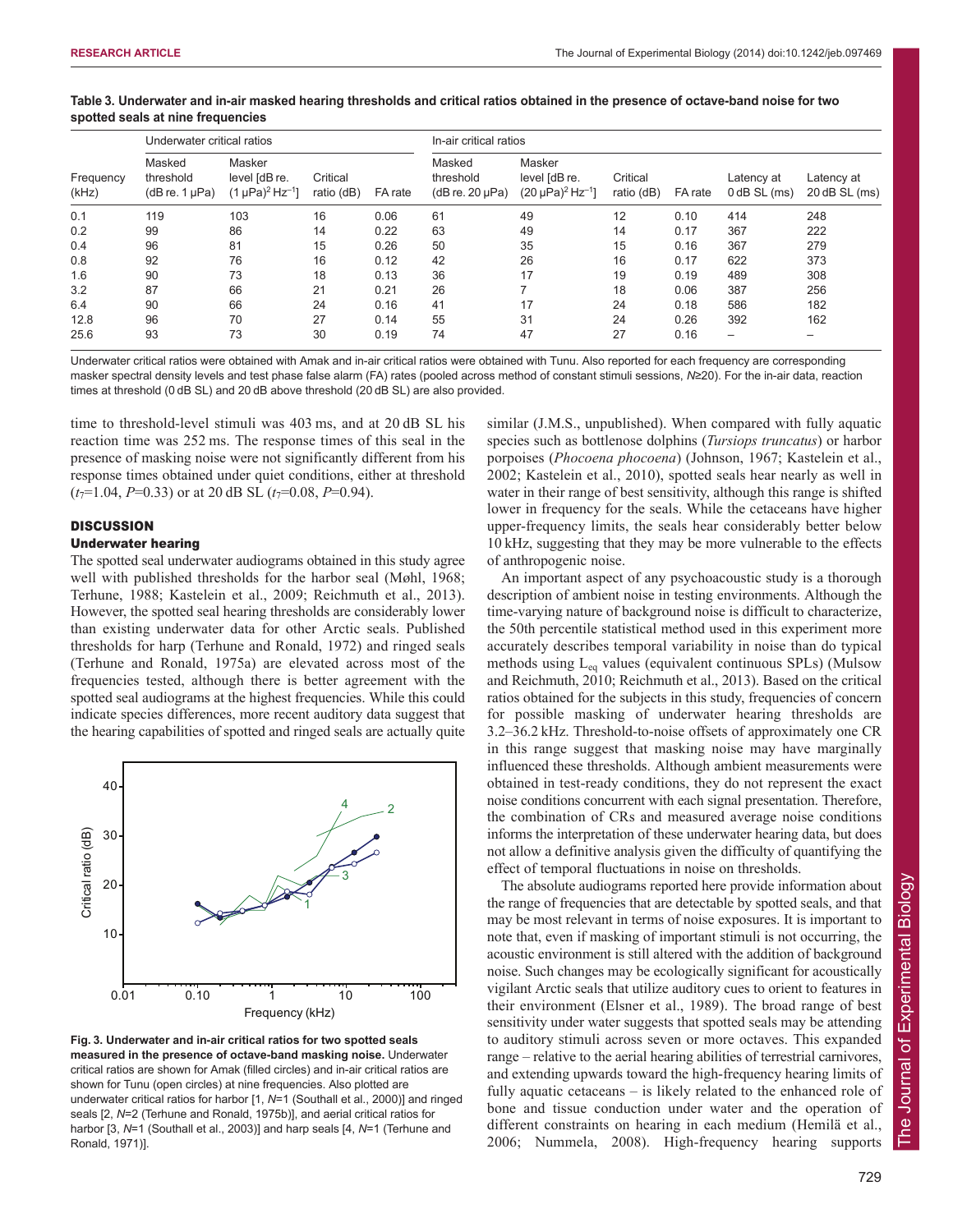**Table 3. Underwater and in-air masked hearing thresholds and critical ratios obtained in the presence of octave-band noise for two spotted seals at nine frequencies**

| | Underwater critical ratios | | | | In-air critical ratios | | | | | |
|---|---|---|---|---|---|---|---|---|---|---|
| Frequency (kHz) | Masked threshold (dB re. 1 μPa) | Masker level [dB re. (1 μPa)$^2$ Hz$^{-1}$] | Critical ratio (dB) | FA rate | Masked threshold (dB re. 20 μPa) | Masker level [dB re. (20 μPa)$^2$ Hz$^{-1}$] | Critical ratio (dB) | FA rate | Latency at 0 dB SL (ms) | Latency at 20 dB SL (ms) |
| 0.1 | 119 | 103 | 16 | 0.06 | 61 | 49 | 12 | 0.10 | 414 | 248 |
| 0.2 | 99 | 86 | 14 | 0.22 | 63 | 49 | 14 | 0.17 | 367 | 222 |
| 0.4 | 96 | 81 | 15 | 0.26 | 50 | 35 | 15 | 0.16 | 367 | 279 |
| 0.8 | 92 | 76 | 16 | 0.12 | 42 | 26 | 16 | 0.17 | 622 | 373 |
| 1.6 | 90 | 73 | 18 | 0.13 | 36 | 17 | 19 | 0.19 | 489 | 308 |
| 3.2 | 87 | 66 | 21 | 0.21 | 26 | 7 | 18 | 0.06 | 387 | 256 |
| 6.4 | 90 | 66 | 24 | 0.16 | 41 | 17 | 24 | 0.18 | 586 | 182 |
| 12.8 | 96 | 70 | 27 | 0.14 | 55 | 31 | 24 | 0.26 | 392 | 162 |
| 25.6 | 93 | 73 | 30 | 0.19 | 74 | 47 | 27 | 0.16 | – | – |

Underwater critical ratios were obtained with Amak and in-air critical ratios were obtained with Tunu. Also reported for each frequency are corresponding masker spectral density levels and test phase false alarm (FA) rates (pooled across method of constant stimuli sessions, $N \geq 20$). For the in-air data, reaction times at threshold (0 dB SL) and 20 dB above threshold (20 dB SL) are also provided.

time to threshold-level stimuli was 403 ms, and at 20 dB SL his reaction time was 252 ms. The response times of this seal in the presence of masking noise were not significantly different from his response times obtained under quiet conditions, either at threshold ($t_7$=1.04, $P$=0.33) or at 20 dB SL ($t_7$=0.08, $P$=0.94).

## DISCUSSION

### Underwater hearing

The spotted seal underwater audiograms obtained in this study agree well with published thresholds for the harbor seal (Møhl, 1968; Terhune, 1988; Kastelein et al., 2009; Reichmuth et al., 2013). However, the spotted seal hearing thresholds are considerably lower than existing underwater data for other Arctic seals. Published thresholds for harp (Terhune and Ronald, 1972) and ringed seals (Terhune and Ronald, 1975a) are elevated across most of the frequencies tested, although there is better agreement with the spotted seal audiograms at the highest frequencies. While this could indicate species differences, more recent auditory data suggest that the hearing capabilities of spotted and ringed seals are actually quite similar (J.M.S., unpublished). When compared with fully aquatic species such as bottlenose dolphins (*Tursiops truncatus*) or harbor porpoises (*Phocoena phocoena*) (Johnson, 1967; Kastelein et al., 2002; Kastelein et al., 2010), spotted seals hear nearly as well in water in their range of best sensitivity, although this range is shifted lower in frequency for the seals. While the cetaceans have higher upper-frequency limits, the seals hear considerably better below 10 kHz, suggesting that they may be more vulnerable to the effects of anthropogenic noise.

An important aspect of any psychoacoustic study is a thorough description of ambient noise in testing environments. Although the time-varying nature of background noise is difficult to characterize, the 50th percentile statistical method used in this experiment more accurately describes temporal variability in noise than do typical methods using $L_{eq}$ values (equivalent continuous SPLs) (Mulsow and Reichmuth, 2010; Reichmuth et al., 2013). Based on the critical ratios obtained for the subjects in this study, frequencies of concern for possible masking of underwater hearing thresholds are 3.2–36.2 kHz. Threshold-to-noise offsets of approximately one CR in this range suggest that masking noise may have marginally influenced these thresholds. Although ambient measurements were obtained in test-ready conditions, they do not represent the exact noise conditions concurrent with each signal presentation. Therefore, the combination of CRs and measured average noise conditions informs the interpretation of these underwater hearing data, but does not allow a definitive analysis given the difficulty of quantifying the effect of temporal fluctuations in noise on thresholds.

The absolute audiograms reported here provide information about the range of frequencies that are detectable by spotted seals, and that may be most relevant in terms of noise exposures. It is important to note that, even if masking of important stimuli is not occurring, the acoustic environment is still altered with the addition of background noise. Such changes may be ecologically significant for acoustically vigilant Arctic seals that utilize auditory cues to orient to features in their environment (Elsner et al., 1989). The broad range of best sensitivity under water suggests that spotted seals may be attending to auditory stimuli across seven or more octaves. This expanded range – relative to the aerial hearing abilities of terrestrial carnivores, and extending upwards toward the high-frequency hearing limits of fully aquatic cetaceans – is likely related to the enhanced role of bone and tissue conduction under water and the operation of different constraints on hearing in each medium (Hemilä et al., 2006; Nummela, 2008). High-frequency hearing supports

**Fig. 3. Underwater and in-air critical ratios for two spotted seals measured in the presence of octave-band masking noise.** Underwater critical ratios are shown for Amak (filled circles) and in-air critical ratios are shown for Tunu (open circles) at nine frequencies. Also plotted are underwater critical ratios for harbor [1, $N$=1 (Southall et al., 2000)] and ringed seals [2, $N$=2 (Terhune and Ronald, 1975b)], and aerial critical ratios for harbor [3, $N$=1 (Southall et al., 2003)] and harp seals [4, $N$=1 (Terhune and Ronald, 1971)].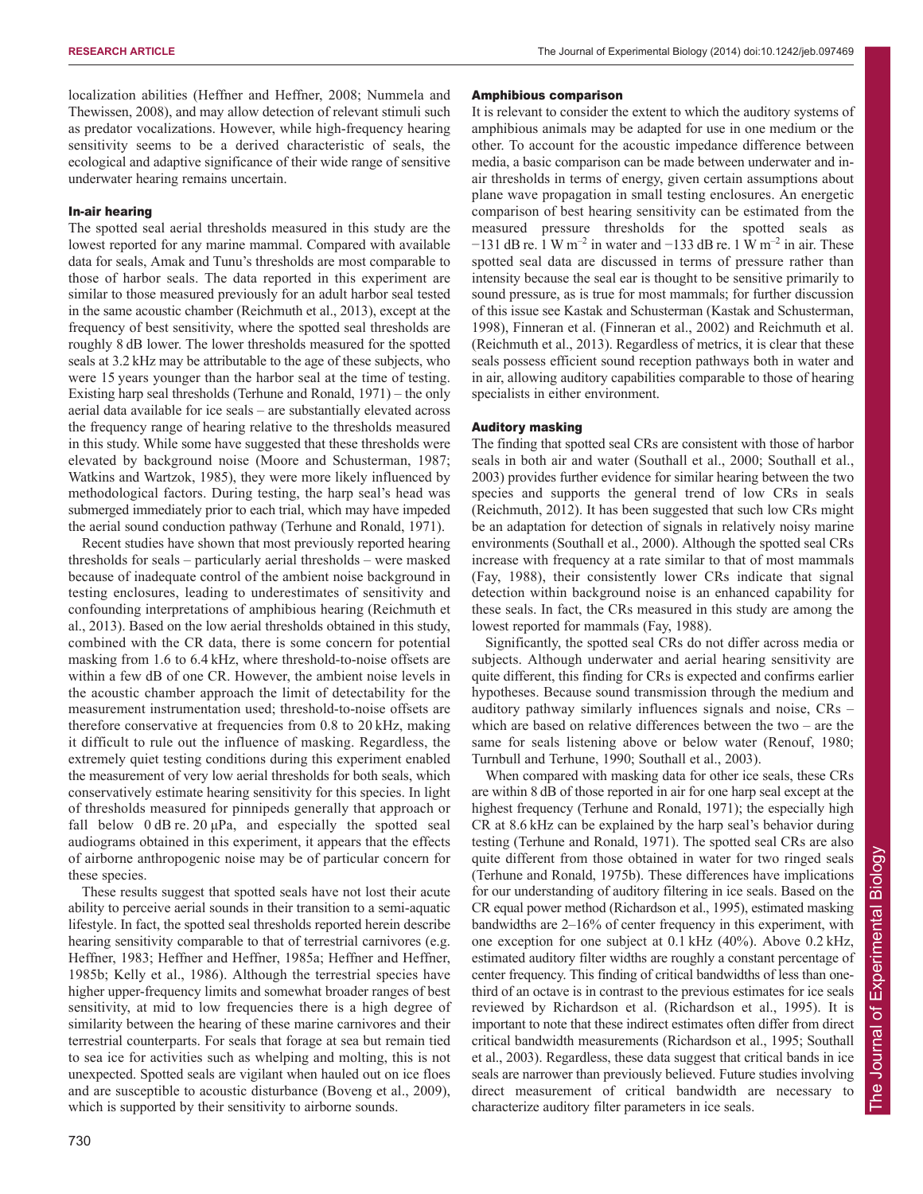localization abilities (Heffner and Heffner, 2008; Nummela and Thewissen, 2008), and may allow detection of relevant stimuli such as predator vocalizations. However, while high-frequency hearing sensitivity seems to be a derived characteristic of seals, the ecological and adaptive significance of their wide range of sensitive underwater hearing remains uncertain.

### In-air hearing

The spotted seal aerial thresholds measured in this study are the lowest reported for any marine mammal. Compared with available data for seals, Amak and Tunu's thresholds are most comparable to those of harbor seals. The data reported in this experiment are similar to those measured previously for an adult harbor seal tested in the same acoustic chamber (Reichmuth et al., 2013), except at the frequency of best sensitivity, where the spotted seal thresholds are roughly 8 dB lower. The lower thresholds measured for the spotted seals at 3.2 kHz may be attributable to the age of these subjects, who were 15 years younger than the harbor seal at the time of testing. Existing harp seal thresholds (Terhune and Ronald, 1971) – the only aerial data available for ice seals – are substantially elevated across the frequency range of hearing relative to the thresholds measured in this study. While some have suggested that these thresholds were elevated by background noise (Moore and Schusterman, 1987; Watkins and Wartzok, 1985), they were more likely influenced by methodological factors. During testing, the harp seal's head was submerged immediately prior to each trial, which may have impeded the aerial sound conduction pathway (Terhune and Ronald, 1971).

Recent studies have shown that most previously reported hearing thresholds for seals – particularly aerial thresholds – were masked because of inadequate control of the ambient noise background in testing enclosures, leading to underestimates of sensitivity and confounding interpretations of amphibious hearing (Reichmuth et al., 2013). Based on the low aerial thresholds obtained in this study, combined with the CR data, there is some concern for potential masking from 1.6 to 6.4 kHz, where threshold-to-noise offsets are within a few dB of one CR. However, the ambient noise levels in the acoustic chamber approach the limit of detectability for the measurement instrumentation used; threshold-to-noise offsets are therefore conservative at frequencies from 0.8 to 20 kHz, making it difficult to rule out the influence of masking. Regardless, the extremely quiet testing conditions during this experiment enabled the measurement of very low aerial thresholds for both seals, which conservatively estimate hearing sensitivity for this species. In light of thresholds measured for pinnipeds generally that approach or fall below 0 dB re. 20 μPa, and especially the spotted seal audiograms obtained in this experiment, it appears that the effects of airborne anthropogenic noise may be of particular concern for these species.

These results suggest that spotted seals have not lost their acute ability to perceive aerial sounds in their transition to a semi-aquatic lifestyle. In fact, the spotted seal thresholds reported herein describe hearing sensitivity comparable to that of terrestrial carnivores (e.g. Heffner, 1983; Heffner and Heffner, 1985a; Heffner and Heffner, 1985b; Kelly et al., 1986). Although the terrestrial species have higher upper-frequency limits and somewhat broader ranges of best sensitivity, at mid to low frequencies there is a high degree of similarity between the hearing of these marine carnivores and their terrestrial counterparts. For seals that forage at sea but remain tied to sea ice for activities such as whelping and molting, this is not unexpected. Spotted seals are vigilant when hauled out on ice floes and are susceptible to acoustic disturbance (Boveng et al., 2009), which is supported by their sensitivity to airborne sounds.

### Amphibious comparison

It is relevant to consider the extent to which the auditory systems of amphibious animals may be adapted for use in one medium or the other. To account for the acoustic impedance difference between media, a basic comparison can be made between underwater and in-air thresholds in terms of energy, given certain assumptions about plane wave propagation in small testing enclosures. An energetic comparison of best hearing sensitivity can be estimated from the measured pressure thresholds for the spotted seals as −131 dB re. 1 W $m^{-2}$ in water and −133 dB re. 1 W $m^{-2}$ in air. These spotted seal data are discussed in terms of pressure rather than intensity because the seal ear is thought to be sensitive primarily to sound pressure, as is true for most mammals; for further discussion of this issue see Kastak and Schusterman (Kastak and Schusterman, 1998), Finneran et al. (Finneran et al., 2002) and Reichmuth et al. (Reichmuth et al., 2013). Regardless of metrics, it is clear that these seals possess efficient sound reception pathways both in water and in air, allowing auditory capabilities comparable to those of hearing specialists in either environment.

### Auditory masking

The finding that spotted seal CRs are consistent with those of harbor seals in both air and water (Southall et al., 2000; Southall et al., 2003) provides further evidence for similar hearing between the two species and supports the general trend of low CRs in seals (Reichmuth, 2012). It has been suggested that such low CRs might be an adaptation for detection of signals in relatively noisy marine environments (Southall et al., 2000). Although the spotted seal CRs increase with frequency at a rate similar to that of most mammals (Fay, 1988), their consistently lower CRs indicate that signal detection within background noise is an enhanced capability for these seals. In fact, the CRs measured in this study are among the lowest reported for mammals (Fay, 1988).

Significantly, the spotted seal CRs do not differ across media or subjects. Although underwater and aerial hearing sensitivity are quite different, this finding for CRs is expected and confirms earlier hypotheses. Because sound transmission through the medium and auditory pathway similarly influences signals and noise, CRs – which are based on relative differences between the two – are the same for seals listening above or below water (Renouf, 1980; Turnbull and Terhune, 1990; Southall et al., 2003).

When compared with masking data for other ice seals, these CRs are within 8 dB of those reported in air for one harp seal except at the highest frequency (Terhune and Ronald, 1971); the especially high CR at 8.6 kHz can be explained by the harp seal's behavior during testing (Terhune and Ronald, 1971). The spotted seal CRs are also quite different from those obtained in water for two ringed seals (Terhune and Ronald, 1975b). These differences have implications for our understanding of auditory filtering in ice seals. Based on the CR equal power method (Richardson et al., 1995), estimated masking bandwidths are 2–16% of center frequency in this experiment, with one exception for one subject at 0.1 kHz (40%). Above 0.2 kHz, estimated auditory filter widths are roughly a constant percentage of center frequency. This finding of critical bandwidths of less than one-third of an octave is in contrast to the previous estimates for ice seals reviewed by Richardson et al. (Richardson et al., 1995). It is important to note that these indirect estimates often differ from direct critical bandwidth measurements (Richardson et al., 1995; Southall et al., 2003). Regardless, these data suggest that critical bands in ice seals are narrower than previously believed. Future studies involving direct measurement of critical bandwidth are necessary to characterize auditory filter parameters in ice seals.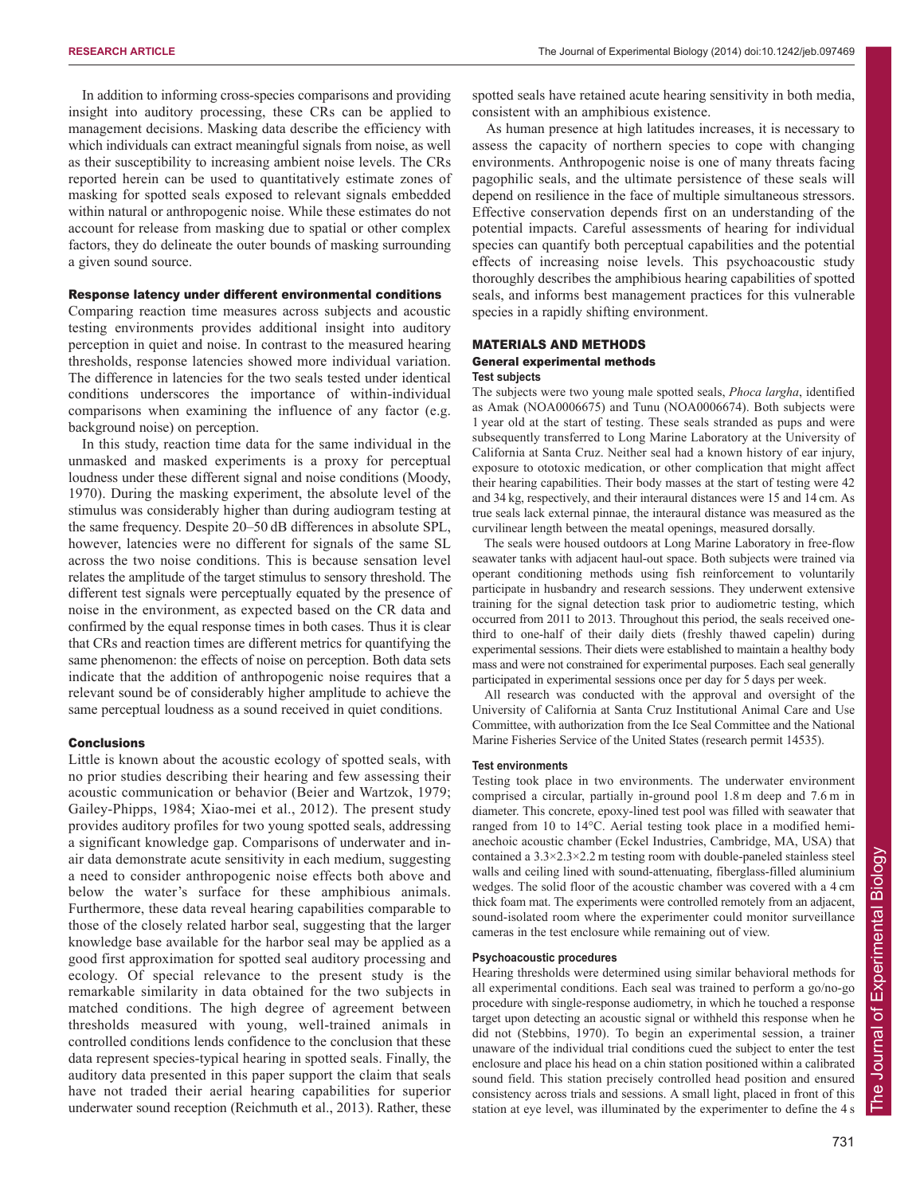In addition to informing cross-species comparisons and providing insight into auditory processing, these CRs can be applied to management decisions. Masking data describe the efficiency with which individuals can extract meaningful signals from noise, as well as their susceptibility to increasing ambient noise levels. The CRs reported herein can be used to quantitatively estimate zones of masking for spotted seals exposed to relevant signals embedded within natural or anthropogenic noise. While these estimates do not account for release from masking due to spatial or other complex factors, they do delineate the outer bounds of masking surrounding a given sound source.

### Response latency under different environmental conditions

Comparing reaction time measures across subjects and acoustic testing environments provides additional insight into auditory perception in quiet and noise. In contrast to the measured hearing thresholds, response latencies showed more individual variation. The difference in latencies for the two seals tested under identical conditions underscores the importance of within-individual comparisons when examining the influence of any factor (e.g. background noise) on perception.

In this study, reaction time data for the same individual in the unmasked and masked experiments is a proxy for perceptual loudness under these different signal and noise conditions (Moody, 1970). During the masking experiment, the absolute level of the stimulus was considerably higher than during audiogram testing at the same frequency. Despite 20–50 dB differences in absolute SPL, however, latencies were no different for signals of the same SL across the two noise conditions. This is because sensation level relates the amplitude of the target stimulus to sensory threshold. The different test signals were perceptually equated by the presence of noise in the environment, as expected based on the CR data and confirmed by the equal response times in both cases. Thus it is clear that CRs and reaction times are different metrics for quantifying the same phenomenon: the effects of noise on perception. Both data sets indicate that the addition of anthropogenic noise requires that a relevant sound be of considerably higher amplitude to achieve the same perceptual loudness as a sound received in quiet conditions.

### Conclusions

Little is known about the acoustic ecology of spotted seals, with no prior studies describing their hearing and few assessing their acoustic communication or behavior (Beier and Wartzok, 1979; Gailey-Phipps, 1984; Xiao-mei et al., 2012). The present study provides auditory profiles for two young spotted seals, addressing a significant knowledge gap. Comparisons of underwater and in-air data demonstrate acute sensitivity in each medium, suggesting a need to consider anthropogenic noise effects both above and below the water's surface for these amphibious animals. Furthermore, these data reveal hearing capabilities comparable to those of the closely related harbor seal, suggesting that the larger knowledge base available for the harbor seal may be applied as a good first approximation for spotted seal auditory processing and ecology. Of special relevance to the present study is the remarkable similarity in data obtained for the two subjects in matched conditions. The high degree of agreement between thresholds measured with young, well-trained animals in controlled conditions lends confidence to the conclusion that these data represent species-typical hearing in spotted seals. Finally, the auditory data presented in this paper support the claim that seals have not traded their aerial hearing capabilities for superior underwater sound reception (Reichmuth et al., 2013). Rather, these spotted seals have retained acute hearing sensitivity in both media, consistent with an amphibious existence.

As human presence at high latitudes increases, it is necessary to assess the capacity of northern species to cope with changing environments. Anthropogenic noise is one of many threats facing pagophilic seals, and the ultimate persistence of these seals will depend on resilience in the face of multiple simultaneous stressors. Effective conservation depends first on an understanding of the potential impacts. Careful assessments of hearing for individual species can quantify both perceptual capabilities and the potential effects of increasing noise levels. This psychoacoustic study thoroughly describes the amphibious hearing capabilities of spotted seals, and informs best management practices for this vulnerable species in a rapidly shifting environment.

## MATERIALS AND METHODS

### General experimental methods

#### Test subjects

The subjects were two young male spotted seals, *Phoca largha*, identified as Amak (NOA0006675) and Tunu (NOA0006674). Both subjects were 1 year old at the start of testing. These seals stranded as pups and were subsequently transferred to Long Marine Laboratory at the University of California at Santa Cruz. Neither seal had a known history of ear injury, exposure to ototoxic medication, or other complication that might affect their hearing capabilities. Their body masses at the start of testing were 42 and 34 kg, respectively, and their interaural distances were 15 and 14 cm. As true seals lack external pinnae, the interaural distance was measured as the curvilinear length between the meatal openings, measured dorsally.

The seals were housed outdoors at Long Marine Laboratory in free-flow seawater tanks with adjacent haul-out space. Both subjects were trained via operant conditioning methods using fish reinforcement to voluntarily participate in husbandry and research sessions. They underwent extensive training for the signal detection task prior to audiometric testing, which occurred from 2011 to 2013. Throughout this period, the seals received one-third to one-half of their daily diets (freshly thawed capelin) during experimental sessions. Their diets were established to maintain a healthy body mass and were not constrained for experimental purposes. Each seal generally participated in experimental sessions once per day for 5 days per week.

All research was conducted with the approval and oversight of the University of California at Santa Cruz Institutional Animal Care and Use Committee, with authorization from the Ice Seal Committee and the National Marine Fisheries Service of the United States (research permit 14535).

#### Test environments

Testing took place in two environments. The underwater environment comprised a circular, partially in-ground pool 1.8 m deep and 7.6 m in diameter. This concrete, epoxy-lined test pool was filled with seawater that ranged from 10 to 14°C. Aerial testing took place in a modified hemi-anechoic acoustic chamber (Eckel Industries, Cambridge, MA, USA) that contained a 3.3×2.3×2.2 m testing room with double-paneled stainless steel walls and ceiling lined with sound-attenuating, fiberglass-filled aluminium wedges. The solid floor of the acoustic chamber was covered with a 4 cm thick foam mat. The experiments were controlled remotely from an adjacent, sound-isolated room where the experimenter could monitor surveillance cameras in the test enclosure while remaining out of view.

#### Psychoacoustic procedures

Hearing thresholds were determined using similar behavioral methods for all experimental conditions. Each seal was trained to perform a go/no-go procedure with single-response audiometry, in which he touched a response target upon detecting an acoustic signal or withheld this response when he did not (Stebbins, 1970). To begin an experimental session, a trainer unaware of the individual trial conditions cued the subject to enter the test enclosure and place his head on a chin station positioned within a calibrated sound field. This station precisely controlled head position and ensured consistency across trials and sessions. A small light, placed in front of this station at eye level, was illuminated by the experimenter to define the 4 s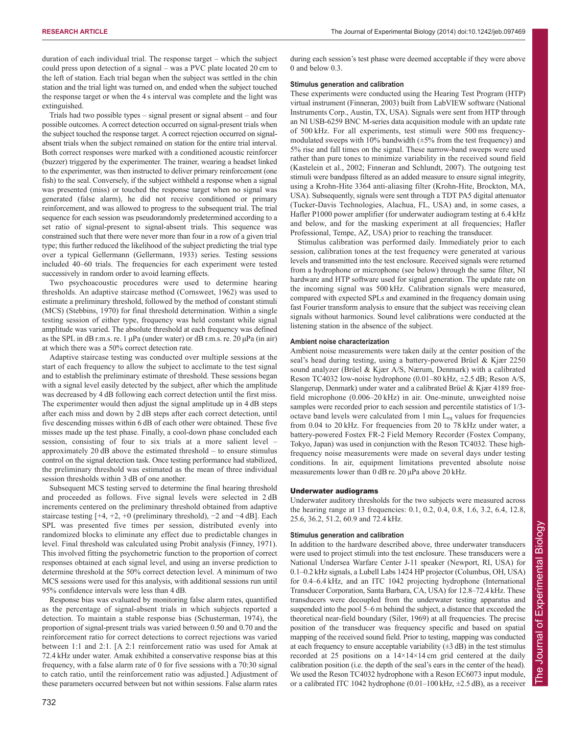duration of each individual trial. The response target – which the subject could press upon detection of a signal – was a PVC plate located 20 cm to the left of station. Each trial began when the subject was settled in the chin station and the trial light was turned on, and ended when the subject touched the response target or when the 4 s interval was complete and the light was extinguished.

Trials had two possible types – signal present or signal absent – and four possible outcomes. A correct detection occurred on signal-present trials when the subject touched the response target. A correct rejection occurred on signal-absent trials when the subject remained on station for the entire trial interval. Both correct responses were marked with a conditioned acoustic reinforcer (buzzer) triggered by the experimenter. The trainer, wearing a headset linked to the experimenter, was then instructed to deliver primary reinforcement (one fish) to the seal. Conversely, if the subject withheld a response when a signal was presented (miss) or touched the response target when no signal was generated (false alarm), he did not receive conditioned or primary reinforcement, and was allowed to progress to the subsequent trial. The trial sequence for each session was pseudorandomly predetermined according to a set ratio of signal-present to signal-absent trials. This sequence was constrained such that there were never more than four in a row of a given trial type; this further reduced the likelihood of the subject predicting the trial type over a typical Gellermann (Gellermann, 1933) series. Testing sessions included 40–60 trials. The frequencies for each experiment were tested successively in random order to avoid learning effects.

Two psychoacoustic procedures were used to determine hearing thresholds. An adaptive staircase method (Cornsweet, 1962) was used to estimate a preliminary threshold, followed by the method of constant stimuli (MCS) (Stebbins, 1970) for final threshold determination. Within a single testing session of either type, frequency was held constant while signal amplitude was varied. The absolute threshold at each frequency was defined as the SPL in dB r.m.s. re. 1 μPa (under water) or dB r.m.s. re. 20 μPa (in air) at which there was a 50% correct detection rate.

Adaptive staircase testing was conducted over multiple sessions at the start of each frequency to allow the subject to acclimate to the test signal and to establish the preliminary estimate of threshold. These sessions began with a signal level easily detected by the subject, after which the amplitude was decreased by 4 dB following each correct detection until the first miss. The experimenter would then adjust the signal amplitude up in 4 dB steps after each miss and down by 2 dB steps after each correct detection, until five descending misses within 6 dB of each other were obtained. These five misses made up the test phase. Finally, a cool-down phase concluded each session, consisting of four to six trials at a more salient level – approximately 20 dB above the estimated threshold – to ensure stimulus control on the signal detection task. Once testing performance had stabilized, the preliminary threshold was estimated as the mean of three individual session thresholds within 3 dB of one another.

Subsequent MCS testing served to determine the final hearing threshold and proceeded as follows. Five signal levels were selected in 2 dB increments centered on the preliminary threshold obtained from adaptive staircase testing [+4, +2, +0 (preliminary threshold), −2 and −4 dB]. Each SPL was presented five times per session, distributed evenly into randomized blocks to eliminate any effect due to predictable changes in level. Final threshold was calculated using Probit analysis (Finney, 1971). This involved fitting the psychometric function to the proportion of correct responses obtained at each signal level, and using an inverse prediction to determine threshold at the 50% correct detection level. A minimum of two MCS sessions were used for this analysis, with additional sessions run until 95% confidence intervals were less than 4 dB.

Response bias was evaluated by monitoring false alarm rates, quantified as the percentage of signal-absent trials in which subjects reported a detection. To maintain a stable response bias (Schusterman, 1974), the proportion of signal-present trials was varied between 0.50 and 0.70 and the reinforcement ratio for correct detections to correct rejections was varied between 1:1 and 2:1. [A 2:1 reinforcement ratio was used for Amak at 72.4 kHz under water. Amak exhibited a conservative response bias at this frequency, with a false alarm rate of 0 for five sessions with a 70:30 signal to catch ratio, until the reinforcement ratio was adjusted.] Adjustment of these parameters occurred between but not within sessions. False alarm rates during each session's test phase were deemed acceptable if they were above 0 and below 0.3.

### Stimulus generation and calibration

These experiments were conducted using the Hearing Test Program (HTP) virtual instrument (Finneran, 2003) built from LabVIEW software (National Instruments Corp., Austin, TX, USA). Signals were sent from HTP through an NI USB-6259 BNC M-series data acquisition module with an update rate of 500 kHz. For all experiments, test stimuli were 500 ms frequency-modulated sweeps with 10% bandwidth (±5% from the test frequency) and 5% rise and fall times on the signal. These narrow-band sweeps were used rather than pure tones to minimize variability in the received sound field (Kastelein et al., 2002; Finneran and Schlundt, 2007). The outgoing test stimuli were bandpass filtered as an added measure to ensure signal integrity, using a Krohn-Hite 3364 anti-aliasing filter (Krohn-Hite, Brockton, MA, USA). Subsequently, signals were sent through a TDT PA5 digital attenuator (Tucker-Davis Technologies, Alachua, FL, USA) and, in some cases, a Hafler P1000 power amplifier (for underwater audiogram testing at 6.4 kHz and below, and for the masking experiment at all frequencies; Hafler Professional, Tempe, AZ, USA) prior to reaching the transducer.

Stimulus calibration was performed daily. Immediately prior to each session, calibration tones at the test frequency were generated at various levels and transmitted into the test enclosure. Received signals were returned from a hydrophone or microphone (see below) through the same filter, NI hardware and HTP software used for signal generation. The update rate on the incoming signal was 500 kHz. Calibration signals were measured, compared with expected SPLs and examined in the frequency domain using fast Fourier transform analysis to ensure that the subject was receiving clean signals without harmonics. Sound level calibrations were conducted at the listening station in the absence of the subject.

### Ambient noise characterization

Ambient noise measurements were taken daily at the center position of the seal's head during testing, using a battery-powered Brüel & Kjær 2250 sound analyzer (Brüel & Kjær A/S, Nærum, Denmark) with a calibrated Reson TC4032 low-noise hydrophone (0.01–80 kHz, ±2.5 dB; Reson A/S, Slangerup, Denmark) under water and a calibrated Brüel & Kjær 4189 free-field microphone (0.006–20 kHz) in air. One-minute, unweighted noise samples were recorded prior to each session and percentile statistics of 1/3-octave band levels were calculated from 1 min $L_{eq}$ values for frequencies from 0.04 to 20 kHz. For frequencies from 20 to 78 kHz under water, a battery-powered Fostex FR-2 Field Memory Recorder (Fostex Company, Tokyo, Japan) was used in conjunction with the Reson TC4032. These high-frequency noise measurements were made on several days under testing conditions. In air, equipment limitations prevented absolute noise measurements lower than 0 dB re. 20 μPa above 20 kHz.

## Underwater audiograms

Underwater auditory thresholds for the two subjects were measured across the hearing range at 13 frequencies: 0.1, 0.2, 0.4, 0.8, 1.6, 3.2, 6.4, 12.8, 25.6, 36.2, 51.2, 60.9 and 72.4 kHz.

### Stimulus generation and calibration

In addition to the hardware described above, three underwater transducers were used to project stimuli into the test enclosure. These transducers were a National Undersea Warfare Center J-11 speaker (Newport, RI, USA) for 0.1–0.2 kHz signals, a Lubell Labs 1424 HP projector (Columbus, OH, USA) for 0.4–6.4 kHz, and an ITC 1042 projecting hydrophone (International Transducer Corporation, Santa Barbara, CA, USA) for 12.8–72.4 kHz. These transducers were decoupled from the underwater testing apparatus and suspended into the pool 5–6 m behind the subject, a distance that exceeded the theoretical near-field boundary (Siler, 1969) at all frequencies. The precise position of the transducer was frequency specific and based on spatial mapping of the received sound field. Prior to testing, mapping was conducted at each frequency to ensure acceptable variability (±3 dB) in the test stimulus recorded at 25 positions on a 14×14×14 cm grid centered at the daily calibration position (i.e. the depth of the seal's ears in the center of the head). We used the Reson TC4032 hydrophone with a Reson EC6073 input module, or a calibrated ITC 1042 hydrophone (0.01–100 kHz, ±2.5 dB), as a receiver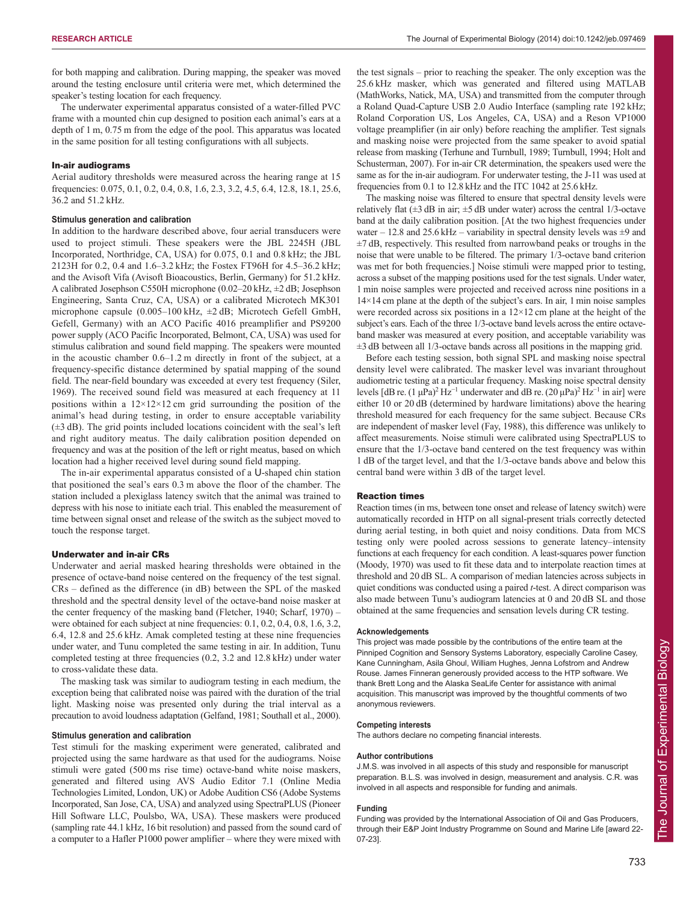for both mapping and calibration. During mapping, the speaker was moved around the testing enclosure until criteria were met, which determined the speaker's testing location for each frequency.

The underwater experimental apparatus consisted of a water-filled PVC frame with a mounted chin cup designed to position each animal's ears at a depth of 1 m, 0.75 m from the edge of the pool. This apparatus was located in the same position for all testing configurations with all subjects.

### In-air audiograms

Aerial auditory thresholds were measured across the hearing range at 15 frequencies: 0.075, 0.1, 0.2, 0.4, 0.8, 1.6, 2.3, 3.2, 4.5, 6.4, 12.8, 18.1, 25.6, 36.2 and 51.2 kHz.

#### Stimulus generation and calibration

In addition to the hardware described above, four aerial transducers were used to project stimuli. These speakers were the JBL 2245H (JBL Incorporated, Northridge, CA, USA) for 0.075, 0.1 and 0.8 kHz; the JBL 2123H for 0.2, 0.4 and 1.6–3.2 kHz; the Fostex FT96H for 4.5–36.2 kHz; and the Avisoft Vifa (Avisoft Bioacoustics, Berlin, Germany) for 51.2 kHz. A calibrated Josephson C550H microphone (0.02–20 kHz, ±2 dB; Josephson Engineering, Santa Cruz, CA, USA) or a calibrated Microtech MK301 microphone capsule (0.005–100 kHz, ±2 dB; Microtech Gefell GmbH, Gefell, Germany) with an ACO Pacific 4016 preamplifier and PS9200 power supply (ACO Pacific Incorporated, Belmont, CA, USA) was used for stimulus calibration and sound field mapping. The speakers were mounted in the acoustic chamber 0.6–1.2 m directly in front of the subject, at a frequency-specific distance determined by spatial mapping of the sound field. The near-field boundary was exceeded at every test frequency (Siler, 1969). The received sound field was measured at each frequency at 11 positions within a 12×12×12 cm grid surrounding the position of the animal's head during testing, in order to ensure acceptable variability (±3 dB). The grid points included locations coincident with the seal's left and right auditory meatus. The daily calibration position depended on frequency and was at the position of the left or right meatus, based on which location had a higher received level during sound field mapping.

The in-air experimental apparatus consisted of a U-shaped chin station that positioned the seal's ears 0.3 m above the floor of the chamber. The station included a plexiglass latency switch that the animal was trained to depress with his nose to initiate each trial. This enabled the measurement of time between signal onset and release of the switch as the subject moved to touch the response target.

### Underwater and in-air CRs

Underwater and aerial masked hearing thresholds were obtained in the presence of octave-band noise centered on the frequency of the test signal. CRs – defined as the difference (in dB) between the SPL of the masked threshold and the spectral density level of the octave-band noise masker at the center frequency of the masking band (Fletcher, 1940; Scharf, 1970) – were obtained for each subject at nine frequencies: 0.1, 0.2, 0.4, 0.8, 1.6, 3.2, 6.4, 12.8 and 25.6 kHz. Amak completed testing at these nine frequencies under water, and Tunu completed the same testing in air. In addition, Tunu completed testing at three frequencies (0.2, 3.2 and 12.8 kHz) under water to cross-validate these data.

The masking task was similar to audiogram testing in each medium, the exception being that calibrated noise was paired with the duration of the trial light. Masking noise was presented only during the trial interval as a precaution to avoid loudness adaptation (Gelfand, 1981; Southall et al., 2000).

#### Stimulus generation and calibration

Test stimuli for the masking experiment were generated, calibrated and projected using the same hardware as that used for the audiograms. Noise stimuli were gated (500 ms rise time) octave-band white noise maskers, generated and filtered using AVS Audio Editor 7.1 (Online Media Technologies Limited, London, UK) or Adobe Audition CS6 (Adobe Systems Incorporated, San Jose, CA, USA) and analyzed using SpectraPLUS (Pioneer Hill Software LLC, Poulsbo, WA, USA). These maskers were produced (sampling rate 44.1 kHz, 16 bit resolution) and passed from the sound card of a computer to a Hafler P1000 power amplifier – where they were mixed with the test signals – prior to reaching the speaker. The only exception was the 25.6 kHz masker, which was generated and filtered using MATLAB (MathWorks, Natick, MA, USA) and transmitted from the computer through a Roland Quad-Capture USB 2.0 Audio Interface (sampling rate 192 kHz; Roland Corporation US, Los Angeles, CA, USA) and a Reson VP1000 voltage preamplifier (in air only) before reaching the amplifier. Test signals and masking noise were projected from the same speaker to avoid spatial release from masking (Terhune and Turnbull, 1989; Turnbull, 1994; Holt and Schusterman, 2007). For in-air CR determination, the speakers used were the same as for the in-air audiogram. For underwater testing, the J-11 was used at frequencies from 0.1 to 12.8 kHz and the ITC 1042 at 25.6 kHz.

The masking noise was filtered to ensure that spectral density levels were relatively flat (±3 dB in air; ±5 dB under water) across the central 1/3-octave band at the daily calibration position. [At the two highest frequencies under water – 12.8 and 25.6 kHz – variability in spectral density levels was ±9 and ±7 dB, respectively. This resulted from narrowband peaks or troughs in the noise that were unable to be filtered. The primary 1/3-octave band criterion was met for both frequencies.] Noise stimuli were mapped prior to testing, across a subset of the mapping positions used for the test signals. Under water, 1 min noise samples were projected and received across nine positions in a 14×14 cm plane at the depth of the subject's ears. In air, 1 min noise samples were recorded across six positions in a 12×12 cm plane at the height of the subject's ears. Each of the three 1/3-octave band levels across the entire octave-band masker was measured at every position, and acceptable variability was ±3 dB between all 1/3-octave bands across all positions in the mapping grid.

Before each testing session, both signal SPL and masking noise spectral density level were calibrated. The masker level was invariant throughout audiometric testing at a particular frequency. Masking noise spectral density levels [dB re. $(1\ \mu\text{Pa})^2\ \text{Hz}^{-1}$ underwater and dB re. $(20\ \mu\text{Pa})^2\ \text{Hz}^{-1}$ in air] were either 10 or 20 dB (determined by hardware limitations) above the hearing threshold measured for each frequency for the same subject. Because CRs are independent of masker level (Fay, 1988), this difference was unlikely to affect measurements. Noise stimuli were calibrated using SpectraPLUS to ensure that the 1/3-octave band centered on the test frequency was within 1 dB of the target level, and that the 1/3-octave bands above and below this central band were within 3 dB of the target level.

### Reaction times

Reaction times (in ms, between tone onset and release of latency switch) were automatically recorded in HTP on all signal-present trials correctly detected during aerial testing, in both quiet and noisy conditions. Data from MCS testing only were pooled across sessions to generate latency–intensity functions at each frequency for each condition. A least-squares power function (Moody, 1970) was used to fit these data and to interpolate reaction times at threshold and 20 dB SL. A comparison of median latencies across subjects in quiet conditions was conducted using a paired *t*-test. A direct comparison was also made between Tunu's audiogram latencies at 0 and 20 dB SL and those obtained at the same frequencies and sensation levels during CR testing.

#### Acknowledgements

This project was made possible by the contributions of the entire team at the Pinniped Cognition and Sensory Systems Laboratory, especially Caroline Casey, Kane Cunningham, Asila Ghoul, William Hughes, Jenna Lofstrom and Andrew Rouse. James Finneran generously provided access to the HTP software. We thank Brett Long and the Alaska SeaLife Center for assistance with animal acquisition. This manuscript was improved by the thoughtful comments of two anonymous reviewers.

#### Competing interests

The authors declare no competing financial interests.

#### Author contributions

J.M.S. was involved in all aspects of this study and responsible for manuscript preparation. B.L.S. was involved in design, measurement and analysis. C.R. was involved in all aspects and responsible for funding and animals.

#### Funding

Funding was provided by the International Association of Oil and Gas Producers, through their E&P Joint Industry Programme on Sound and Marine Life [award 22-07-23].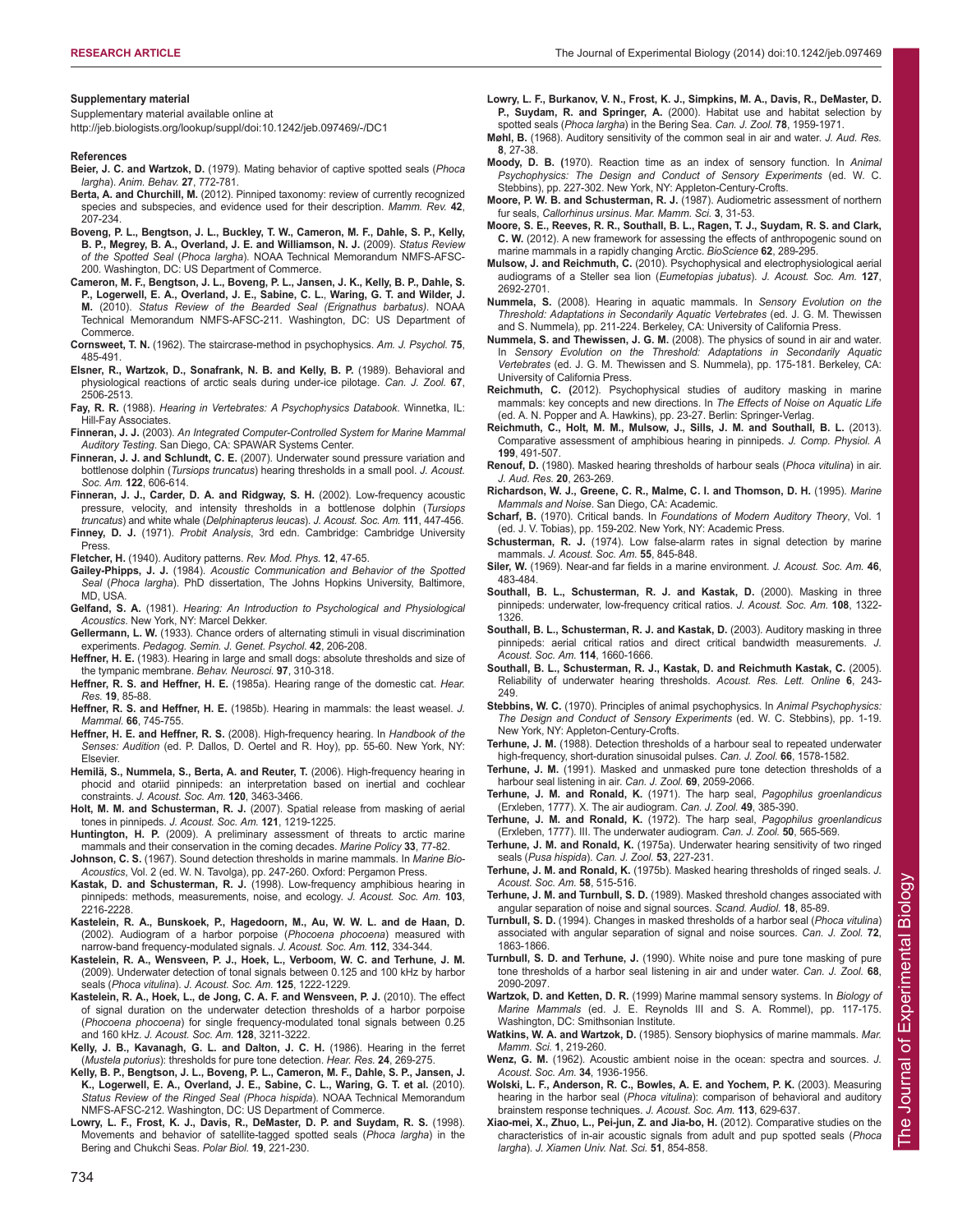### Supplementary material

Supplementary material available online at
http://jeb.biologists.org/lookup/suppl/doi:10.1242/jeb.097469/-/DC1

### References

**Beier, J. C. and Wartzok, D.** (1979). Mating behavior of captive spotted seals (*Phoca largha*). *Anim. Behav.* **27**, 772-781.

**Berta, A. and Churchill, M.** (2012). Pinniped taxonomy: review of currently recognized species and subspecies, and evidence used for their description. *Mamm. Rev.* **42**, 207-234.

**Boveng, P. L., Bengtson, J. L., Buckley, T. W., Cameron, M. F., Dahle, S. P., Kelly, B. P., Megrey, B. A., Overland, J. E. and Williamson, N. J.** (2009). *Status Review of the Spotted Seal* (*Phoca largha*). NOAA Technical Memorandum NMFS-AFSC-200. Washington, DC: US Department of Commerce.

**Cameron, M. F., Bengtson, J. L., Boveng, P. L., Jansen, J. K., Kelly, B. P., Dahle, S. P., Logerwell, E. A., Overland, J. E., Sabine, C. L., Waring, G. T. and Wilder, J. M.** (2010). *Status Review of the Bearded Seal* (*Erignathus barbatus*). NOAA Technical Memorandum NMFS-AFSC-211. Washington, DC: US Department of Commerce.

**Cornsweet, T. N.** (1962). The staircrase-method in psychophysics. *Am. J. Psychol.* **75**, 485-491.

**Elsner, R., Wartzok, D., Sonafrank, N. B. and Kelly, B. P.** (1989). Behavioral and physiological reactions of arctic seals during under-ice pilotage. *Can. J. Zool.* **67**, 2506-2513.

**Fay, R. R.** (1988). *Hearing in Vertebrates: A Psychophysics Databook*. Winnetka, IL: Hill-Fay Associates.

**Finneran, J. J.** (2003). *An Integrated Computer-Controlled System for Marine Mammal Auditory Testing*. San Diego, CA: SPAWAR Systems Center.

**Finneran, J. J. and Schlundt, C. E.** (2007). Underwater sound pressure variation and bottlenose dolphin (*Tursiops truncatus*) hearing thresholds in a small pool. *J. Acoust. Soc. Am.* **122**, 606-614.

**Finneran, J. J., Carder, D. A. and Ridgway, S. H.** (2002). Low-frequency acoustic pressure, velocity, and intensity thresholds in a bottlenose dolphin (*Tursiops truncatus*) and white whale (*Delphinapterus leucas*). *J. Acoust. Soc. Am.* **111**, 447-456.

**Finney, D. J.** (1971). *Probit Analysis*, 3rd edn. Cambridge: Cambridge University Press.

**Fletcher, H.** (1940). Auditory patterns. *Rev. Mod. Phys.* **12**, 47-65.

**Gailey-Phipps, J. J.** (1984). *Acoustic Communication and Behavior of the Spotted Seal* (*Phoca largha*). PhD dissertation, The Johns Hopkins University, Baltimore, MD, USA.

**Gelfand, S. A.** (1981). *Hearing: An Introduction to Psychological and Physiological Acoustics*. New York, NY: Marcel Dekker.

**Gellermann, L. W.** (1933). Chance orders of alternating stimuli in visual discrimination experiments. *Pedagog. Semin. J. Genet. Psychol.* **42**, 206-208.

**Heffner, H. E.** (1983). Hearing in large and small dogs: absolute thresholds and size of the tympanic membrane. *Behav. Neurosci.* **97**, 310-318.

**Heffner, R. S. and Heffner, H. E.** (1985a). Hearing range of the domestic cat. *Hear. Res.* **19**, 85-88.

**Heffner, R. S. and Heffner, H. E.** (1985b). Hearing in mammals: the least weasel. *J. Mammal.* **66**, 745-755.

**Heffner, H. E. and Heffner, R. S.** (2008). High-frequency hearing. In *Handbook of the Senses: Audition* (ed. P. Dallos, D. Oertel and R. Hoy), pp. 55-60. New York, NY: Elsevier.

**Hemilä, S., Nummela, S., Berta, A. and Reuter, T.** (2006). High-frequency hearing in phocid and otariid pinnipeds: an interpretation based on inertial and cochlear constraints. *J. Acoust. Soc. Am.* **120**, 3463-3466.

**Holt, M. M. and Schusterman, R. J.** (2007). Spatial release from masking of aerial tones in pinnipeds. *J. Acoust. Soc. Am.* **121**, 1219-1225.

**Huntington, H. P.** (2009). A preliminary assessment of threats to arctic marine mammals and their conservation in the coming decades. *Marine Policy* **33**, 77-82.

**Johnson, C. S.** (1967). Sound detection thresholds in marine mammals. In *Marine Bio-Acoustics*, Vol. 2 (ed. W. N. Tavolga), pp. 247-260. Oxford: Pergamon Press.

**Kastak, D. and Schusterman, R. J.** (1998). Low-frequency amphibious hearing in pinnipeds: methods, measurements, noise, and ecology. *J. Acoust. Soc. Am.* **103**, 2216-2228.

**Kastelein, R. A., Bunskoek, P., Hagedoorn, M., Au, W. W. L. and de Haan, D.** (2002). Audiogram of a harbor porpoise (*Phocoena phocoena*) measured with narrow-band frequency-modulated signals. *J. Acoust. Soc. Am.* **112**, 334-344.

**Kastelein, R. A., Wensveen, P. J., Hoek, L., Verboom, W. C. and Terhune, J. M.** (2009). Underwater detection of tonal signals between 0.125 and 100 kHz by harbor seals (*Phoca vitulina*). *J. Acoust. Soc. Am.* **125**, 1222-1229.

**Kastelein, R. A., Hoek, L., de Jong, C. A. F. and Wensveen, P. J.** (2010). The effect of signal duration on the underwater detection thresholds of a harbor porpoise (*Phocoena phocoena*) for single frequency-modulated tonal signals between 0.25 and 160 kHz. *J. Acoust. Soc. Am.* **128**, 3211-3222.

**Kelly, J. B., Kavanagh, G. L. and Dalton, J. C. H.** (1986). Hearing in the ferret (*Mustela putorius*): thresholds for pure tone detection. *Hear. Res.* **24**, 269-275.

**Kelly, B. P., Bengtson, J. L., Boveng, P. L., Cameron, M. F., Dahle, S. P., Jansen, J. K., Logerwell, E. A., Overland, J. E., Sabine, C. L., Waring, G. T. et al.** (2010). *Status Review of the Ringed Seal (Phoca hispida)*. NOAA Technical Memorandum NMFS-AFSC-212. Washington, DC: US Department of Commerce.

**Lowry, L. F., Frost, K. J., Davis, R., DeMaster, D. P. and Suydam, R. S.** (1998). Movements and behavior of satellite-tagged spotted seals (*Phoca largha*) in the Bering and Chukchi Seas. *Polar Biol.* **19**, 221-230.

**Lowry, L. F., Burkanov, V. N., Frost, K. J., Simpkins, M. A., Davis, R., DeMaster, D. P., Suydam, R. and Springer, A.** (2000). Habitat use and habitat selection by spotted seals (*Phoca largha*) in the Bering Sea. *Can. J. Zool.* **78**, 1959-1971.

**Møhl, B.** (1968). Auditory sensitivity of the common seal in air and water. *J. Aud. Res.* **8**, 27-38.

**Moody, D. B.** (1970). Reaction time as an index of sensory function. In *Animal Psychophysics: The Design and Conduct of Sensory Experiments* (ed. W. C. Stebbins), pp. 227-302. New York, NY: Appleton-Century-Crofts.

**Moore, P. W. B. and Schusterman, R. J.** (1987). Audiometric assessment of northern fur seals, *Callorhinus ursinus*. *Mar. Mamm. Sci.* **3**, 31-53.

**Moore, S. E., Reeves, R. R., Southall, B. L., Ragen, T. J., Suydam, R. S. and Clark, C. W.** (2012). A new framework for assessing the effects of anthropogenic sound on marine mammals in a rapidly changing Arctic. *BioScience* **62**, 289-295.

**Mulsow, J. and Reichmuth, C.** (2010). Psychophysical and electrophysiological aerial audiograms of a Steller sea lion (*Eumetopias jubatus*). *J. Acoust. Soc. Am.* **127**, 2692-2701.

**Nummela, S.** (2008). Hearing in aquatic mammals. In *Sensory Evolution on the Threshold: Adaptations in Secondarily Aquatic Vertebrates* (ed. J. G. M. Thewissen and S. Nummela), pp. 211-224. Berkeley, CA: University of California Press.

**Nummela, S. and Thewissen, J. G. M.** (2008). The physics of sound in air and water. In *Sensory Evolution on the Threshold: Adaptations in Secondarily Aquatic Vertebrates* (ed. J. G. M. Thewissen and S. Nummela), pp. 175-181. Berkeley, CA: University of California Press.

**Reichmuth, C. (**2012). Psychophysical studies of auditory masking in marine mammals: key concepts and new directions. In *The Effects of Noise on Aquatic Life* (ed. A. N. Popper and A. Hawkins), pp. 23-27. Berlin: Springer-Verlag.

**Reichmuth, C., Holt, M. M., Mulsow, J., Sills, J. M. and Southall, B. L.** (2013). Comparative assessment of amphibious hearing in pinnipeds. *J. Comp. Physiol. A* **199**, 491-507.

**Renouf, D.** (1980). Masked hearing thresholds of harbour seals (*Phoca vitulina*) in air. *J. Aud. Res.* **20**, 263-269.

**Richardson, W. J., Greene, C. R., Malme, C. I. and Thomson, D. H.** (1995). *Marine Mammals and Noise*. San Diego, CA: Academic.

**Scharf, B.** (1970). Critical bands. In *Foundations of Modern Auditory Theory*, Vol. 1 (ed. J. V. Tobias), pp. 159-202. New York, NY: Academic Press.

**Schusterman, R. J.** (1974). Low false-alarm rates in signal detection by marine mammals. *J. Acoust. Soc. Am.* **55**, 845-848.

**Siler, W.** (1969). Near-and far fields in a marine environment. *J. Acoust. Soc. Am.* **46**, 483-484.

**Southall, B. L., Schusterman, R. J. and Kastak, D.** (2000). Masking in three pinnipeds: underwater, low-frequency critical ratios. *J. Acoust. Soc. Am.* **108**, 1322-1326.

**Southall, B. L., Schusterman, R. J. and Kastak, D.** (2003). Auditory masking in three pinnipeds: aerial critical ratios and direct critical bandwidth measurements. *J. Acoust. Soc. Am.* **114**, 1660-1666.

**Southall, B. L., Schusterman, R. J., Kastak, D. and Reichmuth Kastak, C.** (2005). Reliability of underwater hearing thresholds. *Acoust. Res. Lett. Online* **6**, 243-249.

**Stebbins, W. C.** (1970). Principles of animal psychophysics. In *Animal Psychophysics: The Design and Conduct of Sensory Experiments* (ed. W. C. Stebbins), pp. 1-19. New York, NY: Appleton-Century-Crofts.

**Terhune, J. M.** (1988). Detection thresholds of a harbour seal to repeated underwater high-frequency, short-duration sinusoidal pulses. *Can. J. Zool.* **66**, 1578-1582.

**Terhune, J. M.** (1991). Masked and unmasked pure tone detection thresholds of a harbour seal listening in air. *Can. J. Zool.* **69**, 2059-2066.

**Terhune, J. M. and Ronald, K.** (1971). The harp seal, *Pagophilus groenlandicus* (Erxleben, 1777). X. The air audiogram. *Can. J. Zool.* **49**, 385-390.

**Terhune, J. M. and Ronald, K.** (1972). The harp seal, *Pagophilus groenlandicus* (Erxleben, 1777). III. The underwater audiogram. *Can. J. Zool.* **50**, 565-569.

**Terhune, J. M. and Ronald, K.** (1975a). Underwater hearing sensitivity of two ringed seals (*Pusa hispida*). *Can. J. Zool.* **53**, 227-231.

**Terhune, J. M. and Ronald, K.** (1975b). Masked hearing thresholds of ringed seals. *J. Acoust. Soc. Am.* **58**, 515-516.

**Terhune, J. M. and Turnbull, S. D.** (1989). Masked threshold changes associated with angular separation of noise and signal sources. *Scand. Audiol.* **18**, 85-89.

**Turnbull, S. D.** (1994). Changes in masked thresholds of a harbour seal (*Phoca vitulina*) associated with angular separation of signal and noise sources. *Can. J. Zool.* **72**, 1863-1866.

**Turnbull, S. D. and Terhune, J.** (1990). White noise and pure tone masking of pure tone thresholds of a harbour seal listening in air and under water. *Can. J. Zool.* **68**, 2090-2097.

**Wartzok, D. and Ketten, D. R.** (1999) Marine mammal sensory systems. In *Biology of Marine Mammals* (ed. J. E. Reynolds III and S. A. Rommel), pp. 117-175. Washington, DC: Smithsonian Institute.

**Watkins, W. A. and Wartzok, D.** (1985). Sensory biophysics of marine mammals. *Mar. Mamm. Sci.* **1**, 219-260.

**Wenz, G. M.** (1962). Acoustic ambient noise in the ocean: spectra and sources. *J. Acoust. Soc. Am.* **34**, 1936-1956.

**Wolski, L. F., Anderson, R. C., Bowles, A. E. and Yochem, P. K.** (2003). Measuring hearing in the harbor seal (*Phoca vitulina*): comparison of behavioral and auditory brainstem response techniques. *J. Acoust. Soc. Am.* **113**, 629-637.

**Xiao-mei, X., Zhuo, L., Pei-jun, Z. and Jia-bo, H.** (2012). Comparative studies on the characteristics of in-air acoustic signals from adult and pup spotted seals (*Phoca largha*). *J. Xiamen Univ. Nat. Sci.* **51**, 854-858.